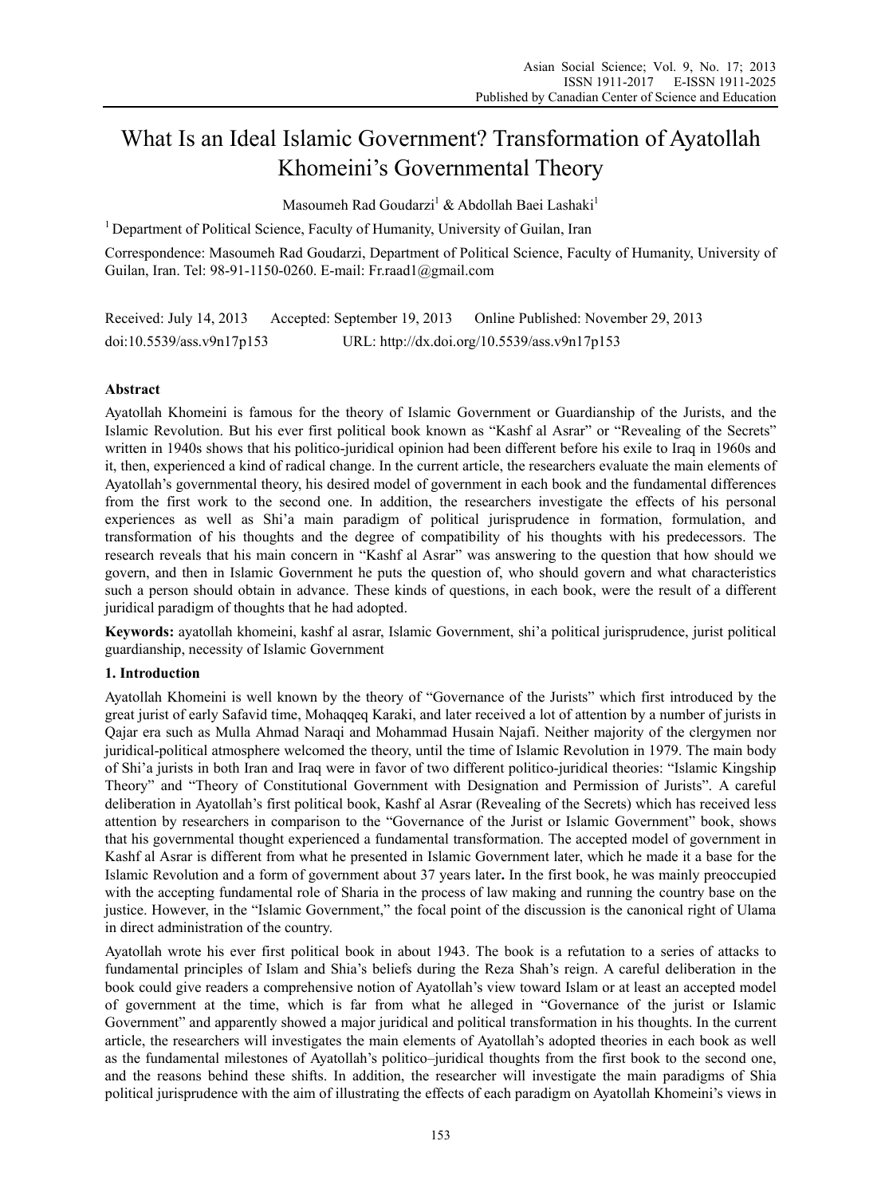# What Is an Ideal Islamic Government? Transformation of Ayatollah Khomeini's Governmental Theory

Masoumeh Rad Goudarzi[1] & Abdollah Baei Lashaki[1]

[1] Department of Political Science, Faculty of Humanity, University of Guilan, Iran

Correspondence: Masoumeh Rad Goudarzi, Department of Political Science, Faculty of Humanity, University of Guilan, Iran. Tel: 98-91-1150-0260. E-mail: Fr.raad1@gmail.com

Received: July 14, 2013 Accepted: September 19, 2013 Online Published: November 29, 2013

doi:10.5539/ass.v9n17p153 URL: http://dx.doi.org/10.5539/ass.v9n17p153

## Abstract

Ayatollah Khomeini is famous for the theory of Islamic Government or Guardianship of the Jurists, and the Islamic Revolution. But his ever first political book known as "Kashf al Asrar" or "Revealing of the Secrets" written in 1940s shows that his politico-juridical opinion had been different before his exile to Iraq in 1960s and it, then, experienced a kind of radical change. In the current article, the researchers evaluate the main elements of Ayatollah's governmental theory, his desired model of government in each book and the fundamental differences from the first work to the second one. In addition, the researchers investigate the effects of his personal experiences as well as Shi'a main paradigm of political jurisprudence in formation, formulation, and transformation of his thoughts and the degree of compatibility of his thoughts with his predecessors. The research reveals that his main concern in "Kashf al Asrar" was answering to the question that how should we govern, and then in Islamic Government he puts the question of, who should govern and what characteristics such a person should obtain in advance. These kinds of questions, in each book, were the result of a different juridical paradigm of thoughts that he had adopted.

**Keywords:** ayatollah khomeini, kashf al asrar, Islamic Government, shi'a political jurisprudence, jurist political guardianship, necessity of Islamic Government

## 1. Introduction

Ayatollah Khomeini is well known by the theory of "Governance of the Jurists" which first introduced by the great jurist of early Safavid time, Mohaqqeq Karaki, and later received a lot of attention by a number of jurists in Qajar era such as Mulla Ahmad Naraqi and Mohammad Husain Najafi. Neither majority of the clergymen nor juridical-political atmosphere welcomed the theory, until the time of Islamic Revolution in 1979. The main body of Shi'a jurists in both Iran and Iraq were in favor of two different politico-juridical theories: "Islamic Kingship Theory" and "Theory of Constitutional Government with Designation and Permission of Jurists". A careful deliberation in Ayatollah's first political book, Kashf al Asrar (Revealing of the Secrets) which has received less attention by researchers in comparison to the "Governance of the Jurist or Islamic Government" book, shows that his governmental thought experienced a fundamental transformation. The accepted model of government in Kashf al Asrar is different from what he presented in Islamic Government later, which he made it a base for the Islamic Revolution and a form of government about 37 years later**.** In the first book, he was mainly preoccupied with the accepting fundamental role of Sharia in the process of law making and running the country base on the justice. However, in the "Islamic Government," the focal point of the discussion is the canonical right of Ulama in direct administration of the country.

Ayatollah wrote his ever first political book in about 1943. The book is a refutation to a series of attacks to fundamental principles of Islam and Shia's beliefs during the Reza Shah's reign. A careful deliberation in the book could give readers a comprehensive notion of Ayatollah's view toward Islam or at least an accepted model of government at the time, which is far from what he alleged in "Governance of the jurist or Islamic Government" and apparently showed a major juridical and political transformation in his thoughts. In the current article, the researchers will investigates the main elements of Ayatollah's adopted theories in each book as well as the fundamental milestones of Ayatollah's politico–juridical thoughts from the first book to the second one, and the reasons behind these shifts. In addition, the researcher will investigate the main paradigms of Shia political jurisprudence with the aim of illustrating the effects of each paradigm on Ayatollah Khomeini's views in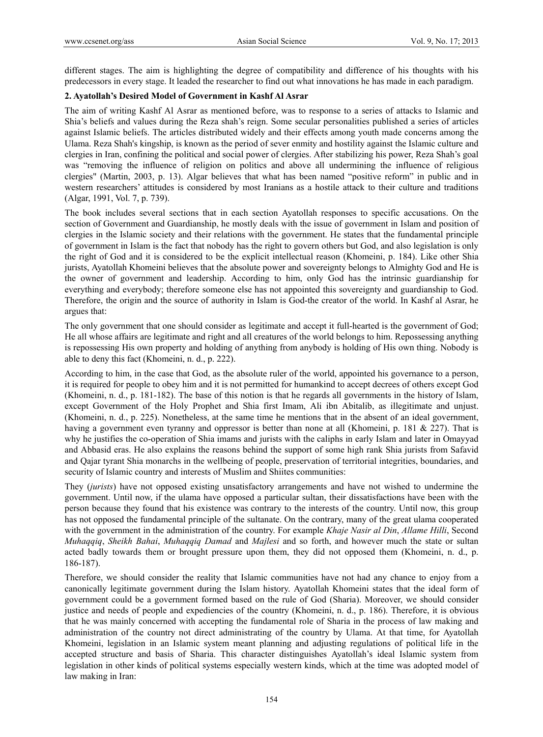different stages. The aim is highlighting the degree of compatibility and difference of his thoughts with his predecessors in every stage. It leaded the researcher to find out what innovations he has made in each paradigm.

## 2. Ayatollah's Desired Model of Government in Kashf Al Asrar

The aim of writing Kashf Al Asrar as mentioned before, was to response to a series of attacks to Islamic and Shia's beliefs and values during the Reza shah's reign. Some secular personalities published a series of articles against Islamic beliefs. The articles distributed widely and their effects among youth made concerns among the Ulama. Reza Shah's kingship, is known as the period of sever enmity and hostility against the Islamic culture and clergies in Iran, confining the political and social power of clergies. After stabilizing his power, Reza Shah's goal was "removing the influence of religion on politics and above all undermining the influence of religious clergies" (Martin, 2003, p. 13). Algar believes that what has been named "positive reform" in public and in western researchers' attitudes is considered by most Iranians as a hostile attack to their culture and traditions (Algar, 1991, Vol. 7, p. 739).

The book includes several sections that in each section Ayatollah responses to specific accusations. On the section of Government and Guardianship, he mostly deals with the issue of government in Islam and position of clergies in the Islamic society and their relations with the government. He states that the fundamental principle of government in Islam is the fact that nobody has the right to govern others but God, and also legislation is only the right of God and it is considered to be the explicit intellectual reason (Khomeini, p. 184). Like other Shia jurists, Ayatollah Khomeini believes that the absolute power and sovereignty belongs to Almighty God and He is the owner of government and leadership. According to him, only God has the intrinsic guardianship for everything and everybody; therefore someone else has not appointed this sovereignty and guardianship to God. Therefore, the origin and the source of authority in Islam is God-the creator of the world. In Kashf al Asrar, he argues that:

The only government that one should consider as legitimate and accept it full-hearted is the government of God; He all whose affairs are legitimate and right and all creatures of the world belongs to him. Repossessing anything is repossessing His own property and holding of anything from anybody is holding of His own thing. Nobody is able to deny this fact (Khomeini, n. d., p. 222).

According to him, in the case that God, as the absolute ruler of the world, appointed his governance to a person, it is required for people to obey him and it is not permitted for humankind to accept decrees of others except God (Khomeini, n. d., p. 181-182). The base of this notion is that he regards all governments in the history of Islam, except Government of the Holy Prophet and Shia first Imam, Ali ibn Abitalib, as illegitimate and unjust. (Khomeini, n. d., p. 225). Nonetheless, at the same time he mentions that in the absence of an ideal government, having a government even tyranny and oppressor is better than none at all (Khomeini, p. 181 & 227). That is why he justifies the co-operation of Shia imams and jurists with the caliphs in early Islam and later in Omayyad and Abbasid eras. He also explains the reasons behind the support of some high rank Shia jurists from Safavid and Qajar tyrant Shia monarchs in the wellbeing of people, preservation of territorial integrities, boundaries, and security of Islamic country and interests of Muslim and Shiites communities:

They (*jurists*) have not opposed existing unsatisfactory arrangements and have not wished to undermine the government. Until now, if the ulama have opposed a particular sultan, their dissatisfactions have been with the person because they found that his existence was contrary to the interests of the country. Until now, this group has not opposed the fundamental principle of the sultanate. On the contrary, many of the great ulama cooperated with the government in the administration of the country. For example *Khaje Nasir al Din*, *Allame Hilli*, Second *Muhaqqiq*, *Sheikh Bahai*, *Muhaqqiq Damad* and *Majlesi* and so forth, and however much the state or sultan acted badly towards them or brought pressure upon them, they did not opposed them (Khomeini, n. d., p. 186-187).

Therefore, we should consider the reality that Islamic communities have not had any chance to enjoy from a canonically legitimate government during the Islam history. Ayatollah Khomeini states that the ideal form of government could be a government formed based on the rule of God (Sharia). Moreover, we should consider justice and needs of people and expediencies of the country (Khomeini, n. d., p. 186). Therefore, it is obvious that he was mainly concerned with accepting the fundamental role of Sharia in the process of law making and administration of the country not direct administrating of the country by Ulama. At that time, for Ayatollah Khomeini, legislation in an Islamic system meant planning and adjusting regulations of political life in the accepted structure and basis of Sharia. This character distinguishes Ayatollah's ideal Islamic system from legislation in other kinds of political systems especially western kinds, which at the time was adopted model of law making in Iran: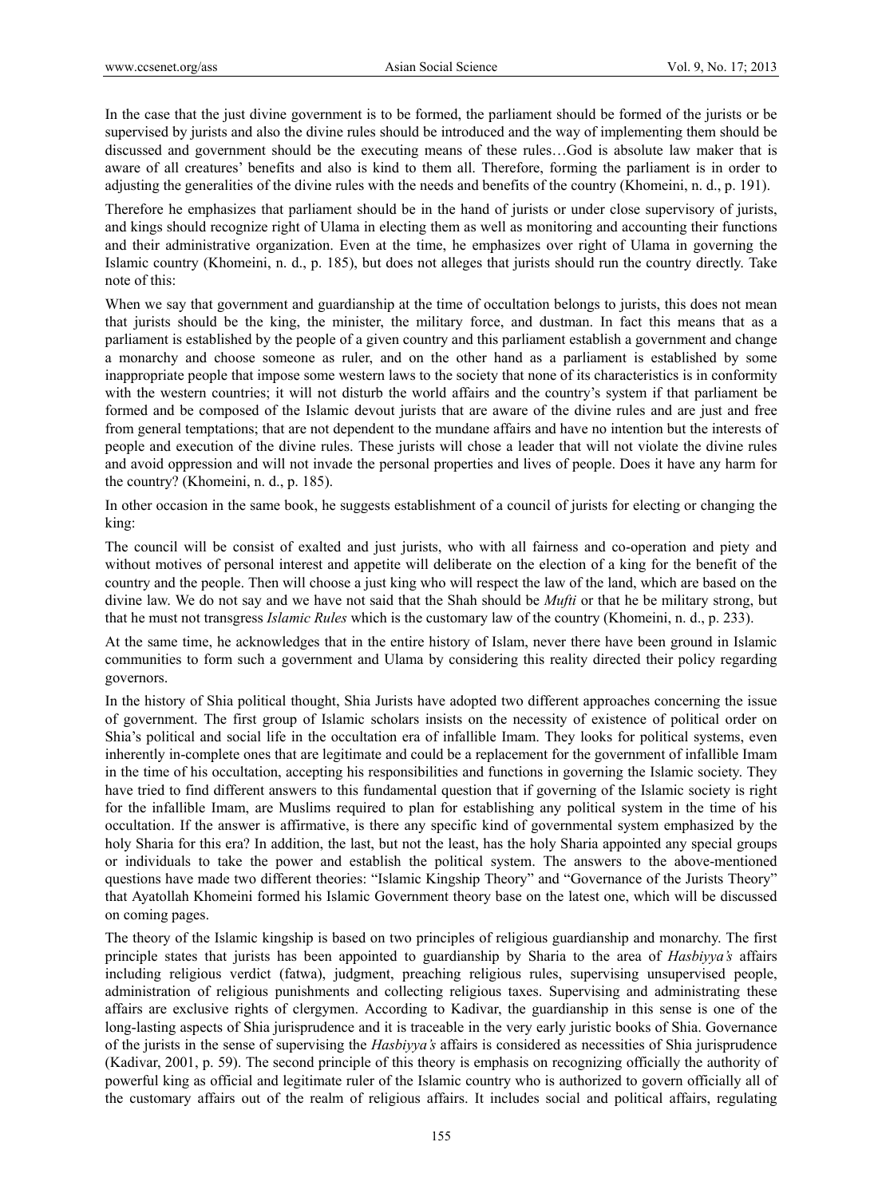In the case that the just divine government is to be formed, the parliament should be formed of the jurists or be supervised by jurists and also the divine rules should be introduced and the way of implementing them should be discussed and government should be the executing means of these rules…God is absolute law maker that is aware of all creatures' benefits and also is kind to them all. Therefore, forming the parliament is in order to adjusting the generalities of the divine rules with the needs and benefits of the country (Khomeini, n. d., p. 191).

Therefore he emphasizes that parliament should be in the hand of jurists or under close supervisory of jurists, and kings should recognize right of Ulama in electing them as well as monitoring and accounting their functions and their administrative organization. Even at the time, he emphasizes over right of Ulama in governing the Islamic country (Khomeini, n. d., p. 185), but does not alleges that jurists should run the country directly. Take note of this:

When we say that government and guardianship at the time of occultation belongs to jurists, this does not mean that jurists should be the king, the minister, the military force, and dustman. In fact this means that as a parliament is established by the people of a given country and this parliament establish a government and change a monarchy and choose someone as ruler, and on the other hand as a parliament is established by some inappropriate people that impose some western laws to the society that none of its characteristics is in conformity with the western countries; it will not disturb the world affairs and the country's system if that parliament be formed and be composed of the Islamic devout jurists that are aware of the divine rules and are just and free from general temptations; that are not dependent to the mundane affairs and have no intention but the interests of people and execution of the divine rules. These jurists will chose a leader that will not violate the divine rules and avoid oppression and will not invade the personal properties and lives of people. Does it have any harm for the country? (Khomeini, n. d., p. 185).

In other occasion in the same book, he suggests establishment of a council of jurists for electing or changing the king:

The council will be consist of exalted and just jurists, who with all fairness and co-operation and piety and without motives of personal interest and appetite will deliberate on the election of a king for the benefit of the country and the people. Then will choose a just king who will respect the law of the land, which are based on the divine law. We do not say and we have not said that the Shah should be *Mufti* or that he be military strong, but that he must not transgress *Islamic Rules* which is the customary law of the country (Khomeini, n. d., p. 233).

At the same time, he acknowledges that in the entire history of Islam, never there have been ground in Islamic communities to form such a government and Ulama by considering this reality directed their policy regarding governors.

In the history of Shia political thought, Shia Jurists have adopted two different approaches concerning the issue of government. The first group of Islamic scholars insists on the necessity of existence of political order on Shia's political and social life in the occultation era of infallible Imam. They looks for political systems, even inherently in-complete ones that are legitimate and could be a replacement for the government of infallible Imam in the time of his occultation, accepting his responsibilities and functions in governing the Islamic society. They have tried to find different answers to this fundamental question that if governing of the Islamic society is right for the infallible Imam, are Muslims required to plan for establishing any political system in the time of his occultation. If the answer is affirmative, is there any specific kind of governmental system emphasized by the holy Sharia for this era? In addition, the last, but not the least, has the holy Sharia appointed any special groups or individuals to take the power and establish the political system. The answers to the above-mentioned questions have made two different theories: "Islamic Kingship Theory" and "Governance of the Jurists Theory" that Ayatollah Khomeini formed his Islamic Government theory base on the latest one, which will be discussed on coming pages.

The theory of the Islamic kingship is based on two principles of religious guardianship and monarchy. The first principle states that jurists has been appointed to guardianship by Sharia to the area of *Hasbiyya's* affairs including religious verdict (fatwa), judgment, preaching religious rules, supervising unsupervised people, administration of religious punishments and collecting religious taxes. Supervising and administrating these affairs are exclusive rights of clergymen. According to Kadivar, the guardianship in this sense is one of the long-lasting aspects of Shia jurisprudence and it is traceable in the very early juristic books of Shia. Governance of the jurists in the sense of supervising the *Hasbiyya's* affairs is considered as necessities of Shia jurisprudence (Kadivar, 2001, p. 59). The second principle of this theory is emphasis on recognizing officially the authority of powerful king as official and legitimate ruler of the Islamic country who is authorized to govern officially all of the customary affairs out of the realm of religious affairs. It includes social and political affairs, regulating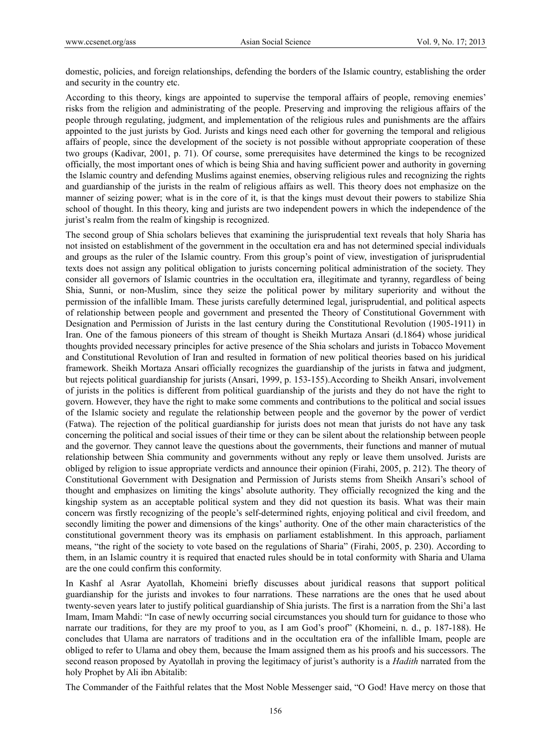domestic, policies, and foreign relationships, defending the borders of the Islamic country, establishing the order and security in the country etc.

According to this theory, kings are appointed to supervise the temporal affairs of people, removing enemies' risks from the religion and administrating of the people. Preserving and improving the religious affairs of the people through regulating, judgment, and implementation of the religious rules and punishments are the affairs appointed to the just jurists by God. Jurists and kings need each other for governing the temporal and religious affairs of people, since the development of the society is not possible without appropriate cooperation of these two groups (Kadivar, 2001, p. 71). Of course, some prerequisites have determined the kings to be recognized officially, the most important ones of which is being Shia and having sufficient power and authority in governing the Islamic country and defending Muslims against enemies, observing religious rules and recognizing the rights and guardianship of the jurists in the realm of religious affairs as well. This theory does not emphasize on the manner of seizing power; what is in the core of it, is that the kings must devout their powers to stabilize Shia school of thought. In this theory, king and jurists are two independent powers in which the independence of the jurist's realm from the realm of kingship is recognized.

The second group of Shia scholars believes that examining the jurisprudential text reveals that holy Sharia has not insisted on establishment of the government in the occultation era and has not determined special individuals and groups as the ruler of the Islamic country. From this group's point of view, investigation of jurisprudential texts does not assign any political obligation to jurists concerning political administration of the society. They consider all governors of Islamic countries in the occultation era, illegitimate and tyranny, regardless of being Shia, Sunni, or non-Muslim, since they seize the political power by military superiority and without the permission of the infallible Imam. These jurists carefully determined legal, jurisprudential, and political aspects of relationship between people and government and presented the Theory of Constitutional Government with Designation and Permission of Jurists in the last century during the Constitutional Revolution (1905-1911) in Iran. One of the famous pioneers of this stream of thought is Sheikh Murtaza Ansari (d.1864) whose juridical thoughts provided necessary principles for active presence of the Shia scholars and jurists in Tobacco Movement and Constitutional Revolution of Iran and resulted in formation of new political theories based on his juridical framework. Sheikh Mortaza Ansari officially recognizes the guardianship of the jurists in fatwa and judgment, but rejects political guardianship for jurists (Ansari, 1999, p. 153-155).According to Sheikh Ansari, involvement of jurists in the politics is different from political guardianship of the jurists and they do not have the right to govern. However, they have the right to make some comments and contributions to the political and social issues of the Islamic society and regulate the relationship between people and the governor by the power of verdict (Fatwa). The rejection of the political guardianship for jurists does not mean that jurists do not have any task concerning the political and social issues of their time or they can be silent about the relationship between people and the governor. They cannot leave the questions about the governments, their functions and manner of mutual relationship between Shia community and governments without any reply or leave them unsolved. Jurists are obliged by religion to issue appropriate verdicts and announce their opinion (Firahi, 2005, p. 212). The theory of Constitutional Government with Designation and Permission of Jurists stems from Sheikh Ansari's school of thought and emphasizes on limiting the kings' absolute authority. They officially recognized the king and the kingship system as an acceptable political system and they did not question its basis. What was their main concern was firstly recognizing of the people's self-determined rights, enjoying political and civil freedom, and secondly limiting the power and dimensions of the kings' authority. One of the other main characteristics of the constitutional government theory was its emphasis on parliament establishment. In this approach, parliament means, "the right of the society to vote based on the regulations of Sharia" (Firahi, 2005, p. 230). According to them, in an Islamic country it is required that enacted rules should be in total conformity with Sharia and Ulama are the one could confirm this conformity.

In Kashf al Asrar Ayatollah, Khomeini briefly discusses about juridical reasons that support political guardianship for the jurists and invokes to four narrations. These narrations are the ones that he used about twenty-seven years later to justify political guardianship of Shia jurists. The first is a narration from the Shi'a last Imam, Imam Mahdi: "In case of newly occurring social circumstances you should turn for guidance to those who narrate our traditions, for they are my proof to you, as I am God's proof" (Khomeini, n. d., p. 187-188). He concludes that Ulama are narrators of traditions and in the occultation era of the infallible Imam, people are obliged to refer to Ulama and obey them, because the Imam assigned them as his proofs and his successors. The second reason proposed by Ayatollah in proving the legitimacy of jurist's authority is a *Hadith* narrated from the holy Prophet by Ali ibn Abitalib:

The Commander of the Faithful relates that the Most Noble Messenger said, "O God! Have mercy on those that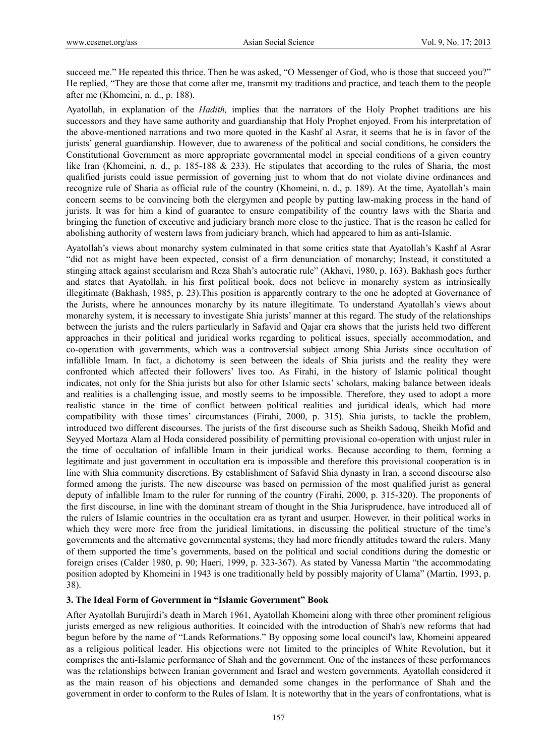succeed me." He repeated this thrice. Then he was asked, "O Messenger of God, who is those that succeed you?" He replied, "They are those that come after me, transmit my traditions and practice, and teach them to the people after me (Khomeini, n. d., p. 188).

Ayatollah, in explanation of the *Hadith,* implies that the narrators of the Holy Prophet traditions are his successors and they have same authority and guardianship that Holy Prophet enjoyed. From his interpretation of the above-mentioned narrations and two more quoted in the Kashf al Asrar, it seems that he is in favor of the jurists' general guardianship. However, due to awareness of the political and social conditions, he considers the Constitutional Government as more appropriate governmental model in special conditions of a given country like Iran (Khomeini, n. d., p. 185-188 & 233). He stipulates that according to the rules of Sharia, the most qualified jurists could issue permission of governing just to whom that do not violate divine ordinances and recognize rule of Sharia as official rule of the country (Khomeini, n. d., p. 189). At the time, Ayatollah's main concern seems to be convincing both the clergymen and people by putting law-making process in the hand of jurists. It was for him a kind of guarantee to ensure compatibility of the country laws with the Sharia and bringing the function of executive and judiciary branch more close to the justice. That is the reason he called for abolishing authority of western laws from judiciary branch, which had appeared to him as anti-Islamic.

Ayatollah's views about monarchy system culminated in that some critics state that Ayatollah's Kashf al Asrar "did not as might have been expected, consist of a firm denunciation of monarchy; Instead, it constituted a stinging attack against secularism and Reza Shah's autocratic rule" (Akhavi, 1980, p. 163). Bakhash goes further and states that Ayatollah, in his first political book, does not believe in monarchy system as intrinsically illegitimate (Bakhash, 1985, p. 23).This position is apparently contrary to the one he adopted at Governance of the Jurists, where he announces monarchy by its nature illegitimate. To understand Ayatollah's views about monarchy system, it is necessary to investigate Shia jurists' manner at this regard. The study of the relationships between the jurists and the rulers particularly in Safavid and Qajar era shows that the jurists held two different approaches in their political and juridical works regarding to political issues, specially accommodation, and co-operation with governments, which was a controversial subject among Shia Jurists since occultation of infallible Imam. In fact, a dichotomy is seen between the ideals of Shia jurists and the reality they were confronted which affected their followers' lives too. As Firahi, in the history of Islamic political thought indicates, not only for the Shia jurists but also for other Islamic sects' scholars, making balance between ideals and realities is a challenging issue, and mostly seems to be impossible. Therefore, they used to adopt a more realistic stance in the time of conflict between political realities and juridical ideals, which had more compatibility with those times' circumstances (Firahi, 2000, p. 315). Shia jurists, to tackle the problem, introduced two different discourses. The jurists of the first discourse such as Sheikh Sadouq, Sheikh Mofid and Seyyed Mortaza Alam al Hoda considered possibility of permitting provisional co-operation with unjust ruler in the time of occultation of infallible Imam in their juridical works. Because according to them, forming a legitimate and just government in occultation era is impossible and therefore this provisional cooperation is in line with Shia community discretions. By establishment of Safavid Shia dynasty in Iran, a second discourse also formed among the jurists. The new discourse was based on permission of the most qualified jurist as general deputy of infallible Imam to the ruler for running of the country (Firahi, 2000, p. 315-320). The proponents of the first discourse, in line with the dominant stream of thought in the Shia Jurisprudence, have introduced all of the rulers of Islamic countries in the occultation era as tyrant and usurper. However, in their political works in which they were more free from the juridical limitations, in discussing the political structure of the time's governments and the alternative governmental systems; they had more friendly attitudes toward the rulers. Many of them supported the time's governments, based on the political and social conditions during the domestic or foreign crises (Calder 1980, p. 90; Haeri, 1999, p. 323-367). As stated by Vanessa Martin "the accommodating position adopted by Khomeini in 1943 is one traditionally held by possibly majority of Ulama" (Martin, 1993, p. 38).

## 3. The Ideal Form of Government in "Islamic Government" Book

After Ayatollah Burujirdi's death in March 1961, Ayatollah Khomeini along with three other prominent religious jurists emerged as new religious authorities. It coincided with the introduction of Shah's new reforms that had begun before by the name of "Lands Reformations." By opposing some local council's law, Khomeini appeared as a religious political leader. His objections were not limited to the principles of White Revolution, but it comprises the anti-Islamic performance of Shah and the government. One of the instances of these performances was the relationships between Iranian government and Israel and western governments. Ayatollah considered it as the main reason of his objections and demanded some changes in the performance of Shah and the government in order to conform to the Rules of Islam. It is noteworthy that in the years of confrontations, what is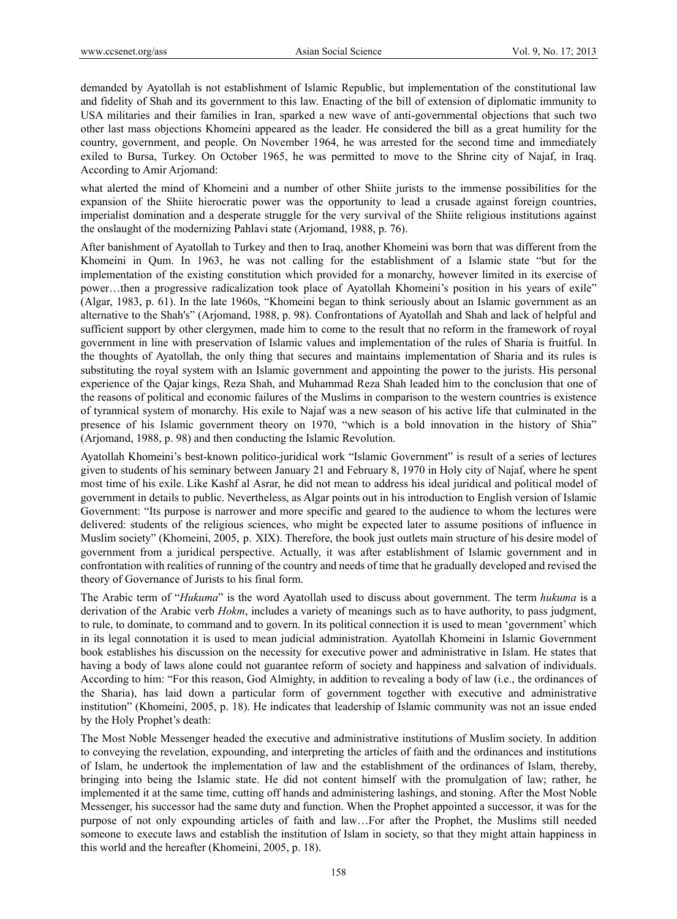demanded by Ayatollah is not establishment of Islamic Republic, but implementation of the constitutional law and fidelity of Shah and its government to this law. Enacting of the bill of extension of diplomatic immunity to USA militaries and their families in Iran, sparked a new wave of anti-governmental objections that such two other last mass objections Khomeini appeared as the leader. He considered the bill as a great humility for the country, government, and people. On November 1964, he was arrested for the second time and immediately exiled to Bursa, Turkey. On October 1965, he was permitted to move to the Shrine city of Najaf, in Iraq. According to Amir Arjomand:

what alerted the mind of Khomeini and a number of other Shiite jurists to the immense possibilities for the expansion of the Shiite hierocratic power was the opportunity to lead a crusade against foreign countries, imperialist domination and a desperate struggle for the very survival of the Shiite religious institutions against the onslaught of the modernizing Pahlavi state (Arjomand, 1988, p. 76).

After banishment of Ayatollah to Turkey and then to Iraq, another Khomeini was born that was different from the Khomeini in Qum. In 1963, he was not calling for the establishment of a Islamic state "but for the implementation of the existing constitution which provided for a monarchy, however limited in its exercise of power…then a progressive radicalization took place of Ayatollah Khomeini's position in his years of exile" (Algar, 1983, p. 61). In the late 1960s, "Khomeini began to think seriously about an Islamic government as an alternative to the Shah's" (Arjomand, 1988, p. 98). Confrontations of Ayatollah and Shah and lack of helpful and sufficient support by other clergymen, made him to come to the result that no reform in the framework of royal government in line with preservation of Islamic values and implementation of the rules of Sharia is fruitful. In the thoughts of Ayatollah, the only thing that secures and maintains implementation of Sharia and its rules is substituting the royal system with an Islamic government and appointing the power to the jurists. His personal experience of the Qajar kings, Reza Shah, and Muhammad Reza Shah leaded him to the conclusion that one of the reasons of political and economic failures of the Muslims in comparison to the western countries is existence of tyrannical system of monarchy. His exile to Najaf was a new season of his active life that culminated in the presence of his Islamic government theory on 1970, "which is a bold innovation in the history of Shia" (Arjomand, 1988, p. 98) and then conducting the Islamic Revolution.

Ayatollah Khomeini's best-known politico-juridical work "Islamic Government" is result of a series of lectures given to students of his seminary between January 21 and February 8, 1970 in Holy city of Najaf, where he spent most time of his exile. Like Kashf al Asrar, he did not mean to address his ideal juridical and political model of government in details to public. Nevertheless, as Algar points out in his introduction to English version of Islamic Government: "Its purpose is narrower and more specific and geared to the audience to whom the lectures were delivered: students of the religious sciences, who might be expected later to assume positions of influence in Muslim society" (Khomeini, 2005, p. XIX). Therefore, the book just outlets main structure of his desire model of government from a juridical perspective. Actually, it was after establishment of Islamic government and in confrontation with realities of running of the country and needs of time that he gradually developed and revised the theory of Governance of Jurists to his final form.

The Arabic term of "*Hukuma*" is the word Ayatollah used to discuss about government. The term *hukuma* is a derivation of the Arabic verb *Hokm*, includes a variety of meanings such as to have authority, to pass judgment, to rule, to dominate, to command and to govern. In its political connection it is used to mean 'government' which in its legal connotation it is used to mean judicial administration. Ayatollah Khomeini in Islamic Government book establishes his discussion on the necessity for executive power and administrative in Islam. He states that having a body of laws alone could not guarantee reform of society and happiness and salvation of individuals. According to him: "For this reason, God Almighty, in addition to revealing a body of law (i.e., the ordinances of the Sharia), has laid down a particular form of government together with executive and administrative institution" (Khomeini, 2005, p. 18). He indicates that leadership of Islamic community was not an issue ended by the Holy Prophet's death:

The Most Noble Messenger headed the executive and administrative institutions of Muslim society. In addition to conveying the revelation, expounding, and interpreting the articles of faith and the ordinances and institutions of Islam, he undertook the implementation of law and the establishment of the ordinances of Islam, thereby, bringing into being the Islamic state. He did not content himself with the promulgation of law; rather, he implemented it at the same time, cutting off hands and administering lashings, and stoning. After the Most Noble Messenger, his successor had the same duty and function. When the Prophet appointed a successor, it was for the purpose of not only expounding articles of faith and law…For after the Prophet, the Muslims still needed someone to execute laws and establish the institution of Islam in society, so that they might attain happiness in this world and the hereafter (Khomeini, 2005, p. 18).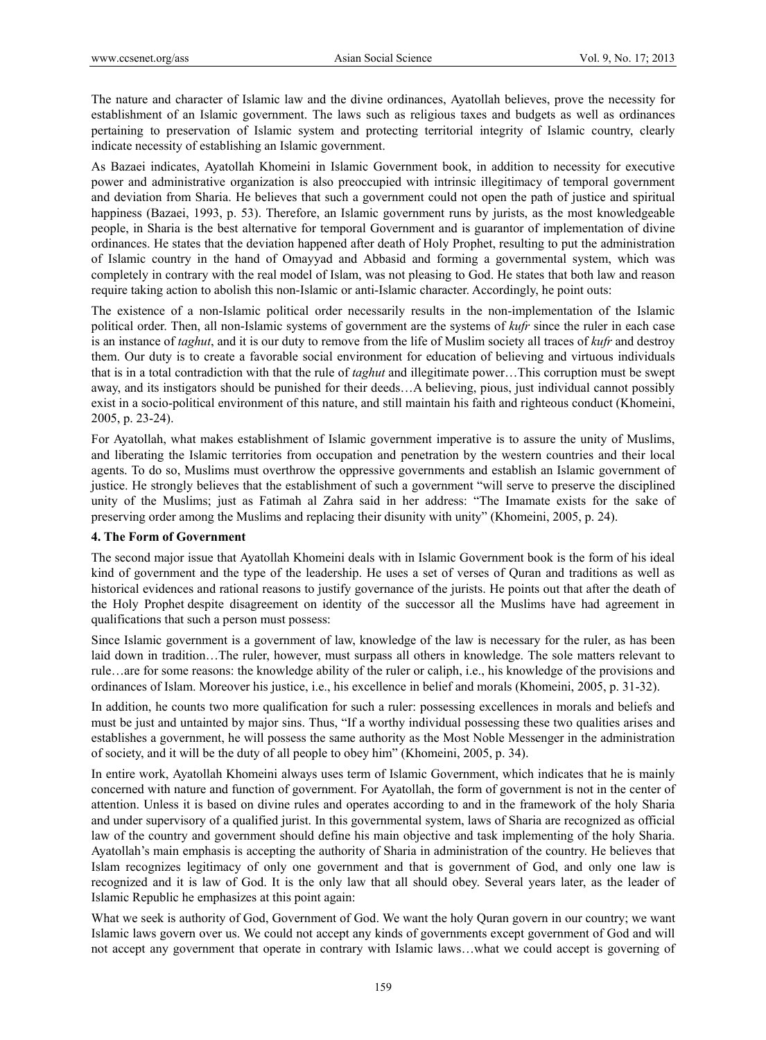The nature and character of Islamic law and the divine ordinances, Ayatollah believes, prove the necessity for establishment of an Islamic government. The laws such as religious taxes and budgets as well as ordinances pertaining to preservation of Islamic system and protecting territorial integrity of Islamic country, clearly indicate necessity of establishing an Islamic government.

As Bazaei indicates, Ayatollah Khomeini in Islamic Government book, in addition to necessity for executive power and administrative organization is also preoccupied with intrinsic illegitimacy of temporal government and deviation from Sharia. He believes that such a government could not open the path of justice and spiritual happiness (Bazaei, 1993, p. 53). Therefore, an Islamic government runs by jurists, as the most knowledgeable people, in Sharia is the best alternative for temporal Government and is guarantor of implementation of divine ordinances. He states that the deviation happened after death of Holy Prophet, resulting to put the administration of Islamic country in the hand of Omayyad and Abbasid and forming a governmental system, which was completely in contrary with the real model of Islam, was not pleasing to God. He states that both law and reason require taking action to abolish this non-Islamic or anti-Islamic character. Accordingly, he point outs:

The existence of a non-Islamic political order necessarily results in the non-implementation of the Islamic political order. Then, all non-Islamic systems of government are the systems of *kufr* since the ruler in each case is an instance of *taghut*, and it is our duty to remove from the life of Muslim society all traces of *kufr* and destroy them. Our duty is to create a favorable social environment for education of believing and virtuous individuals that is in a total contradiction with that the rule of *taghut* and illegitimate power…This corruption must be swept away, and its instigators should be punished for their deeds…A believing, pious, just individual cannot possibly exist in a socio-political environment of this nature, and still maintain his faith and righteous conduct (Khomeini, 2005, p. 23-24).

For Ayatollah, what makes establishment of Islamic government imperative is to assure the unity of Muslims, and liberating the Islamic territories from occupation and penetration by the western countries and their local agents. To do so, Muslims must overthrow the oppressive governments and establish an Islamic government of justice. He strongly believes that the establishment of such a government "will serve to preserve the disciplined unity of the Muslims; just as Fatimah al Zahra said in her address: "The Imamate exists for the sake of preserving order among the Muslims and replacing their disunity with unity" (Khomeini, 2005, p. 24).

**4. The Form of Government**

The second major issue that Ayatollah Khomeini deals with in Islamic Government book is the form of his ideal kind of government and the type of the leadership. He uses a set of verses of Quran and traditions as well as historical evidences and rational reasons to justify governance of the jurists. He points out that after the death of the Holy Prophet despite disagreement on identity of the successor all the Muslims have had agreement in qualifications that such a person must possess:

Since Islamic government is a government of law, knowledge of the law is necessary for the ruler, as has been laid down in tradition…The ruler, however, must surpass all others in knowledge. The sole matters relevant to rule…are for some reasons: the knowledge ability of the ruler or caliph, i.e., his knowledge of the provisions and ordinances of Islam. Moreover his justice, i.e., his excellence in belief and morals (Khomeini, 2005, p. 31-32).

In addition, he counts two more qualification for such a ruler: possessing excellences in morals and beliefs and must be just and untainted by major sins. Thus, "If a worthy individual possessing these two qualities arises and establishes a government, he will possess the same authority as the Most Noble Messenger in the administration of society, and it will be the duty of all people to obey him" (Khomeini, 2005, p. 34).

In entire work, Ayatollah Khomeini always uses term of Islamic Government, which indicates that he is mainly concerned with nature and function of government. For Ayatollah, the form of government is not in the center of attention. Unless it is based on divine rules and operates according to and in the framework of the holy Sharia and under supervisory of a qualified jurist. In this governmental system, laws of Sharia are recognized as official law of the country and government should define his main objective and task implementing of the holy Sharia. Ayatollah's main emphasis is accepting the authority of Sharia in administration of the country. He believes that Islam recognizes legitimacy of only one government and that is government of God, and only one law is recognized and it is law of God. It is the only law that all should obey. Several years later, as the leader of Islamic Republic he emphasizes at this point again:

What we seek is authority of God, Government of God. We want the holy Quran govern in our country; we want Islamic laws govern over us. We could not accept any kinds of governments except government of God and will not accept any government that operate in contrary with Islamic laws…what we could accept is governing of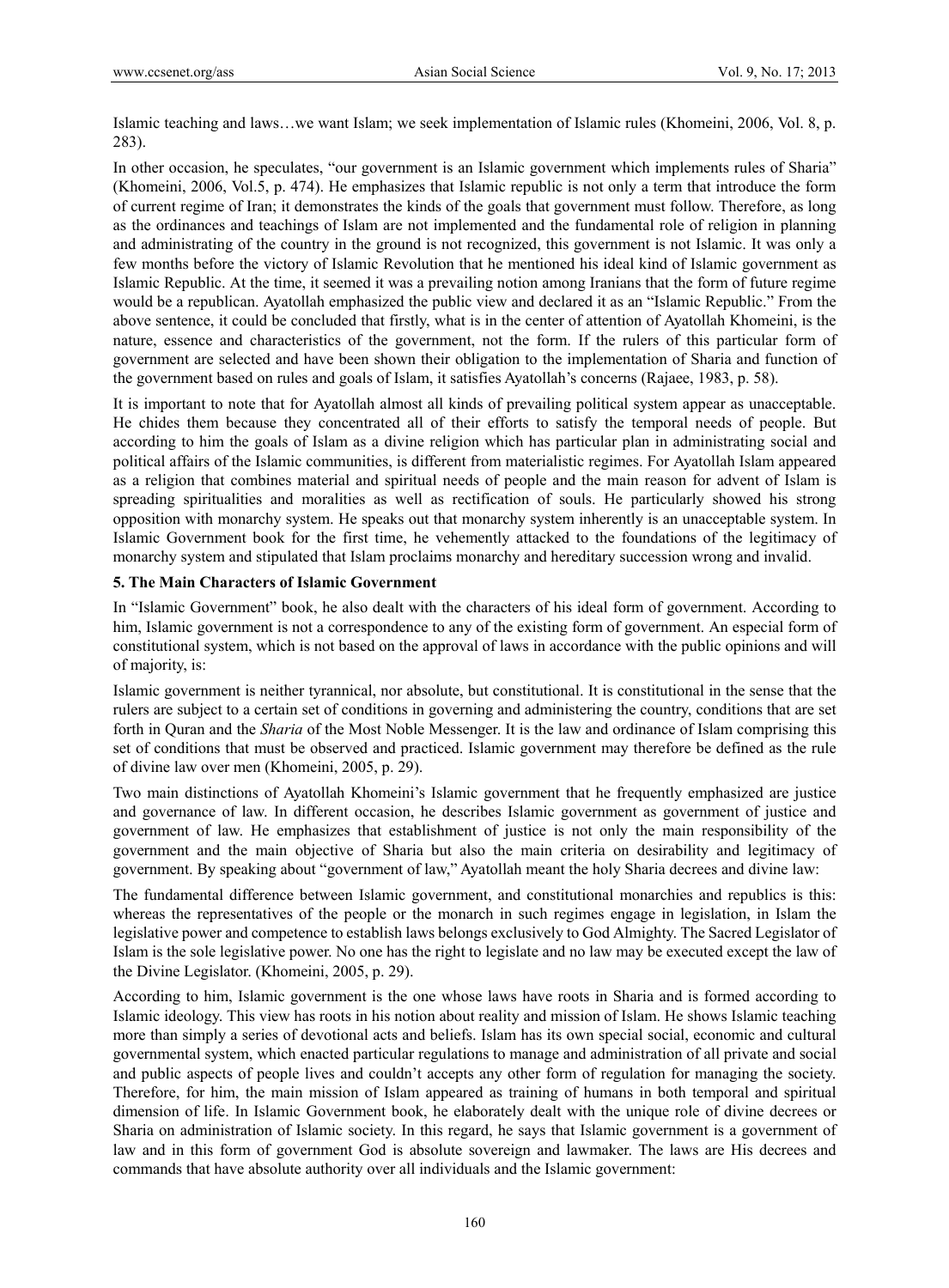Islamic teaching and laws…we want Islam; we seek implementation of Islamic rules (Khomeini, 2006, Vol. 8, p. 283).

In other occasion, he speculates, "our government is an Islamic government which implements rules of Sharia" (Khomeini, 2006, Vol.5, p. 474). He emphasizes that Islamic republic is not only a term that introduce the form of current regime of Iran; it demonstrates the kinds of the goals that government must follow. Therefore, as long as the ordinances and teachings of Islam are not implemented and the fundamental role of religion in planning and administrating of the country in the ground is not recognized, this government is not Islamic. It was only a few months before the victory of Islamic Revolution that he mentioned his ideal kind of Islamic government as Islamic Republic. At the time, it seemed it was a prevailing notion among Iranians that the form of future regime would be a republican. Ayatollah emphasized the public view and declared it as an "Islamic Republic." From the above sentence, it could be concluded that firstly, what is in the center of attention of Ayatollah Khomeini, is the nature, essence and characteristics of the government, not the form. If the rulers of this particular form of government are selected and have been shown their obligation to the implementation of Sharia and function of the government based on rules and goals of Islam, it satisfies Ayatollah's concerns (Rajaee, 1983, p. 58).

It is important to note that for Ayatollah almost all kinds of prevailing political system appear as unacceptable. He chides them because they concentrated all of their efforts to satisfy the temporal needs of people. But according to him the goals of Islam as a divine religion which has particular plan in administrating social and political affairs of the Islamic communities, is different from materialistic regimes. For Ayatollah Islam appeared as a religion that combines material and spiritual needs of people and the main reason for advent of Islam is spreading spiritualities and moralities as well as rectification of souls. He particularly showed his strong opposition with monarchy system. He speaks out that monarchy system inherently is an unacceptable system. In Islamic Government book for the first time, he vehemently attacked to the foundations of the legitimacy of monarchy system and stipulated that Islam proclaims monarchy and hereditary succession wrong and invalid.

## 5. The Main Characters of Islamic Government

In "Islamic Government" book, he also dealt with the characters of his ideal form of government. According to him, Islamic government is not a correspondence to any of the existing form of government. An especial form of constitutional system, which is not based on the approval of laws in accordance with the public opinions and will of majority, is:

Islamic government is neither tyrannical, nor absolute, but constitutional. It is constitutional in the sense that the rulers are subject to a certain set of conditions in governing and administering the country, conditions that are set forth in Quran and the *Sharia* of the Most Noble Messenger. It is the law and ordinance of Islam comprising this set of conditions that must be observed and practiced. Islamic government may therefore be defined as the rule of divine law over men (Khomeini, 2005, p. 29).

Two main distinctions of Ayatollah Khomeini's Islamic government that he frequently emphasized are justice and governance of law. In different occasion, he describes Islamic government as government of justice and government of law. He emphasizes that establishment of justice is not only the main responsibility of the government and the main objective of Sharia but also the main criteria on desirability and legitimacy of government. By speaking about "government of law," Ayatollah meant the holy Sharia decrees and divine law:

The fundamental difference between Islamic government, and constitutional monarchies and republics is this: whereas the representatives of the people or the monarch in such regimes engage in legislation, in Islam the legislative power and competence to establish laws belongs exclusively to God Almighty. The Sacred Legislator of Islam is the sole legislative power. No one has the right to legislate and no law may be executed except the law of the Divine Legislator. (Khomeini, 2005, p. 29).

According to him, Islamic government is the one whose laws have roots in Sharia and is formed according to Islamic ideology. This view has roots in his notion about reality and mission of Islam. He shows Islamic teaching more than simply a series of devotional acts and beliefs. Islam has its own special social, economic and cultural governmental system, which enacted particular regulations to manage and administration of all private and social and public aspects of people lives and couldn't accepts any other form of regulation for managing the society. Therefore, for him, the main mission of Islam appeared as training of humans in both temporal and spiritual dimension of life. In Islamic Government book, he elaborately dealt with the unique role of divine decrees or Sharia on administration of Islamic society. In this regard, he says that Islamic government is a government of law and in this form of government God is absolute sovereign and lawmaker. The laws are His decrees and commands that have absolute authority over all individuals and the Islamic government: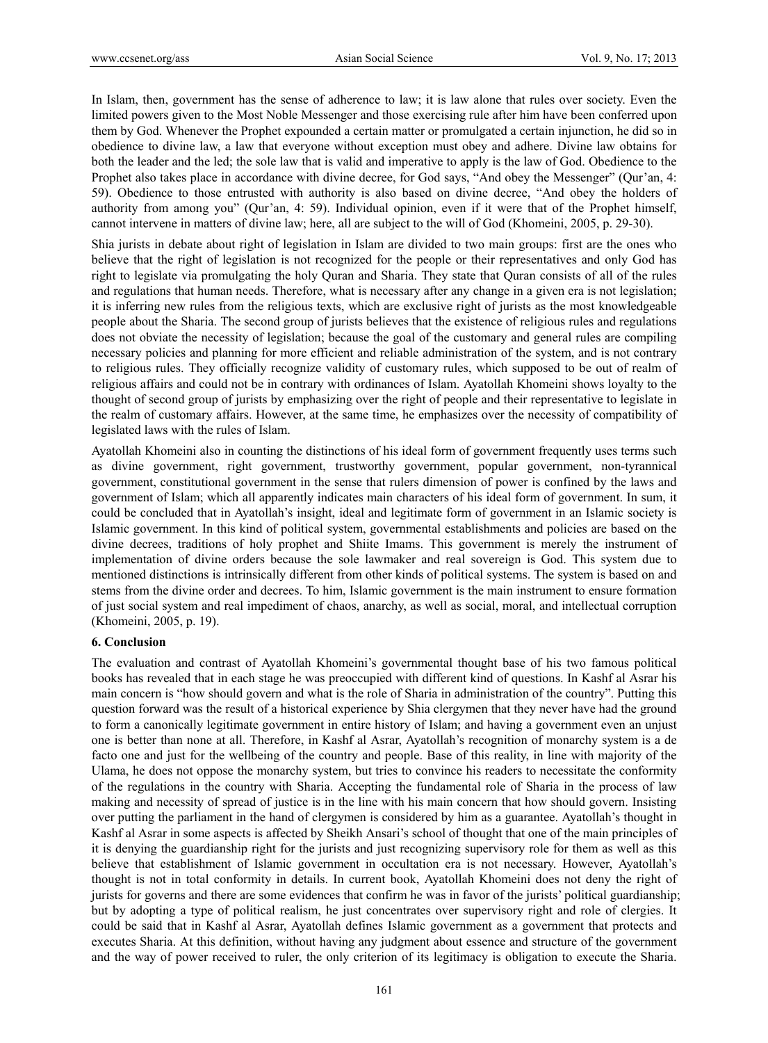In Islam, then, government has the sense of adherence to law; it is law alone that rules over society. Even the limited powers given to the Most Noble Messenger and those exercising rule after him have been conferred upon them by God. Whenever the Prophet expounded a certain matter or promulgated a certain injunction, he did so in obedience to divine law, a law that everyone without exception must obey and adhere. Divine law obtains for both the leader and the led; the sole law that is valid and imperative to apply is the law of God. Obedience to the Prophet also takes place in accordance with divine decree, for God says, "And obey the Messenger" (Qur'an, 4: 59). Obedience to those entrusted with authority is also based on divine decree, "And obey the holders of authority from among you" (Qur'an, 4: 59). Individual opinion, even if it were that of the Prophet himself, cannot intervene in matters of divine law; here, all are subject to the will of God (Khomeini, 2005, p. 29-30).

Shia jurists in debate about right of legislation in Islam are divided to two main groups: first are the ones who believe that the right of legislation is not recognized for the people or their representatives and only God has right to legislate via promulgating the holy Quran and Sharia. They state that Quran consists of all of the rules and regulations that human needs. Therefore, what is necessary after any change in a given era is not legislation; it is inferring new rules from the religious texts, which are exclusive right of jurists as the most knowledgeable people about the Sharia. The second group of jurists believes that the existence of religious rules and regulations does not obviate the necessity of legislation; because the goal of the customary and general rules are compiling necessary policies and planning for more efficient and reliable administration of the system, and is not contrary to religious rules. They officially recognize validity of customary rules, which supposed to be out of realm of religious affairs and could not be in contrary with ordinances of Islam. Ayatollah Khomeini shows loyalty to the thought of second group of jurists by emphasizing over the right of people and their representative to legislate in the realm of customary affairs. However, at the same time, he emphasizes over the necessity of compatibility of legislated laws with the rules of Islam.

Ayatollah Khomeini also in counting the distinctions of his ideal form of government frequently uses terms such as divine government, right government, trustworthy government, popular government, non-tyrannical government, constitutional government in the sense that rulers dimension of power is confined by the laws and government of Islam; which all apparently indicates main characters of his ideal form of government. In sum, it could be concluded that in Ayatollah's insight, ideal and legitimate form of government in an Islamic society is Islamic government. In this kind of political system, governmental establishments and policies are based on the divine decrees, traditions of holy prophet and Shiite Imams. This government is merely the instrument of implementation of divine orders because the sole lawmaker and real sovereign is God. This system due to mentioned distinctions is intrinsically different from other kinds of political systems. The system is based on and stems from the divine order and decrees. To him, Islamic government is the main instrument to ensure formation of just social system and real impediment of chaos, anarchy, as well as social, moral, and intellectual corruption (Khomeini, 2005, p. 19).

## 6. Conclusion

The evaluation and contrast of Ayatollah Khomeini's governmental thought base of his two famous political books has revealed that in each stage he was preoccupied with different kind of questions. In Kashf al Asrar his main concern is "how should govern and what is the role of Sharia in administration of the country". Putting this question forward was the result of a historical experience by Shia clergymen that they never have had the ground to form a canonically legitimate government in entire history of Islam; and having a government even an unjust one is better than none at all. Therefore, in Kashf al Asrar, Ayatollah's recognition of monarchy system is a de facto one and just for the wellbeing of the country and people. Base of this reality, in line with majority of the Ulama, he does not oppose the monarchy system, but tries to convince his readers to necessitate the conformity of the regulations in the country with Sharia. Accepting the fundamental role of Sharia in the process of law making and necessity of spread of justice is in the line with his main concern that how should govern. Insisting over putting the parliament in the hand of clergymen is considered by him as a guarantee. Ayatollah's thought in Kashf al Asrar in some aspects is affected by Sheikh Ansari's school of thought that one of the main principles of it is denying the guardianship right for the jurists and just recognizing supervisory role for them as well as this believe that establishment of Islamic government in occultation era is not necessary. However, Ayatollah's thought is not in total conformity in details. In current book, Ayatollah Khomeini does not deny the right of jurists for governs and there are some evidences that confirm he was in favor of the jurists' political guardianship; but by adopting a type of political realism, he just concentrates over supervisory right and role of clergies. It could be said that in Kashf al Asrar, Ayatollah defines Islamic government as a government that protects and executes Sharia. At this definition, without having any judgment about essence and structure of the government and the way of power received to ruler, the only criterion of its legitimacy is obligation to execute the Sharia.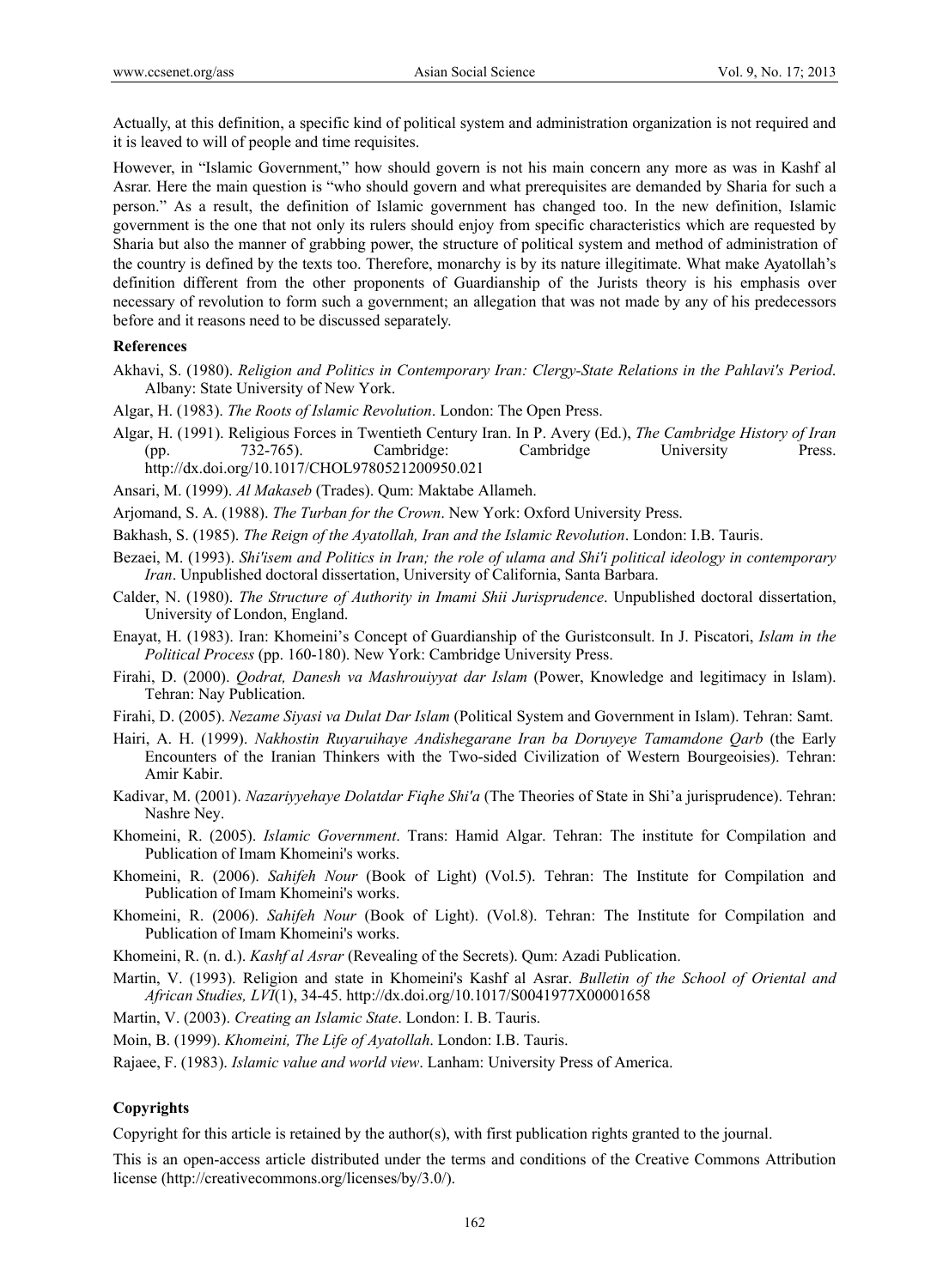Actually, at this definition, a specific kind of political system and administration organization is not required and it is leaved to will of people and time requisites.

However, in "Islamic Government," how should govern is not his main concern any more as was in Kashf al Asrar. Here the main question is "who should govern and what prerequisites are demanded by Sharia for such a person." As a result, the definition of Islamic government has changed too. In the new definition, Islamic government is the one that not only its rulers should enjoy from specific characteristics which are requested by Sharia but also the manner of grabbing power, the structure of political system and method of administration of the country is defined by the texts too. Therefore, monarchy is by its nature illegitimate. What make Ayatollah's definition different from the other proponents of Guardianship of the Jurists theory is his emphasis over necessary of revolution to form such a government; an allegation that was not made by any of his predecessors before and it reasons need to be discussed separately.

**References**

Akhavi, S. (1980). *Religion and Politics in Contemporary Iran: Clergy-State Relations in the Pahlavi's Period*. Albany: State University of New York.

Algar, H. (1983). *The Roots of Islamic Revolution*. London: The Open Press.

Algar, H. (1991). Religious Forces in Twentieth Century Iran. In P. Avery (Ed.), *The Cambridge History of Iran* (pp. 732-765). Cambridge: Cambridge University Press. http://dx.doi.org/10.1017/CHOL9780521200950.021

Ansari, M. (1999). *Al Makaseb* (Trades). Qum: Maktabe Allameh.

Arjomand, S. A. (1988). *The Turban for the Crown*. New York: Oxford University Press.

Bakhash, S. (1985). *The Reign of the Ayatollah, Iran and the Islamic Revolution*. London: I.B. Tauris.

Bezaei, M. (1993). *Shi'isem and Politics in Iran; the role of ulama and Shi'i political ideology in contemporary Iran*. Unpublished doctoral dissertation, University of California, Santa Barbara.

Calder, N. (1980). *The Structure of Authority in Imami Shii Jurisprudence*. Unpublished doctoral dissertation, University of London, England.

Enayat, H. (1983). Iran: Khomeini's Concept of Guardianship of the Guristconsult. In J. Piscatori, *Islam in the Political Process* (pp. 160-180). New York: Cambridge University Press.

Firahi, D. (2000). *Qodrat, Danesh va Mashrouiyyat dar Islam* (Power, Knowledge and legitimacy in Islam). Tehran: Nay Publication.

Firahi, D. (2005). *Nezame Siyasi va Dulat Dar Islam* (Political System and Government in Islam). Tehran: Samt.

Hairi, A. H. (1999). *Nakhostin Ruyaruihaye Andishegarane Iran ba Doruyeye Tamamdone Qarb* (the Early Encounters of the Iranian Thinkers with the Two-sided Civilization of Western Bourgeoisies). Tehran: Amir Kabir.

Kadivar, M. (2001). *Nazariyyehaye Dolatdar Fiqhe Shi'a* (The Theories of State in Shi'a jurisprudence). Tehran: Nashre Ney.

Khomeini, R. (2005). *Islamic Government*. Trans: Hamid Algar. Tehran: The institute for Compilation and Publication of Imam Khomeini's works.

Khomeini, R. (2006). *Sahifeh Nour* (Book of Light) (Vol.5). Tehran: The Institute for Compilation and Publication of Imam Khomeini's works.

Khomeini, R. (2006). *Sahifeh Nour* (Book of Light). (Vol.8). Tehran: The Institute for Compilation and Publication of Imam Khomeini's works.

Khomeini, R. (n. d.). *Kashf al Asrar* (Revealing of the Secrets). Qum: Azadi Publication.

Martin, V. (1993). Religion and state in Khomeini's Kashf al Asrar. *Bulletin of the School of Oriental and African Studies, LVI*(1), 34-45. http://dx.doi.org/10.1017/S0041977X00001658

Martin, V. (2003). *Creating an Islamic State*. London: I. B. Tauris.

Moin, B. (1999). *Khomeini, The Life of Ayatollah*. London: I.B. Tauris.

Rajaee, F. (1983). *Islamic value and world view*. Lanham: University Press of America.

**Copyrights**

Copyright for this article is retained by the author(s), with first publication rights granted to the journal.

This is an open-access article distributed under the terms and conditions of the Creative Commons Attribution license (http://creativecommons.org/licenses/by/3.0/).